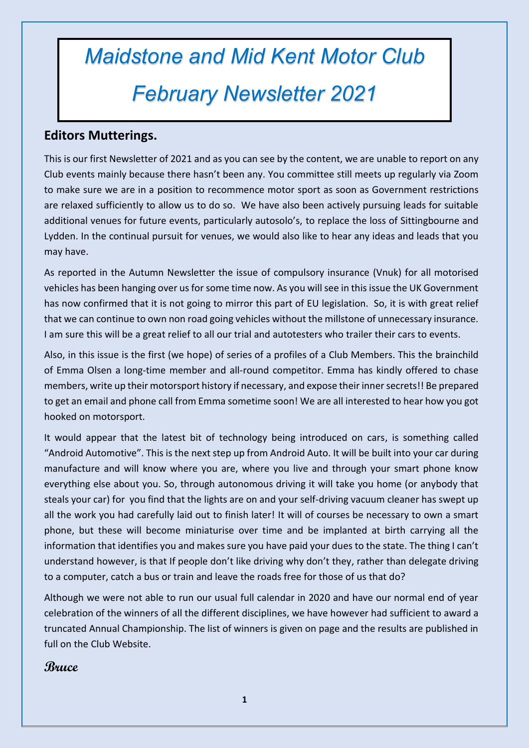# Maidstone and Mid Kent Motor Club February Newsletter 2021

## Editors Mutterings.

This is our first Newsletter of 2021 and as you can see by the content, we are unable to report on any Club events mainly because there hasn't been any. You committee still meets up regularly via Zoom to make sure we are in a position to recommence motor sport as soon as Government restrictions are relaxed sufficiently to allow us to do so. We have also been actively pursuing leads for suitable additional venues for future events, particularly autosolo's, to replace the loss of Sittingbourne and Lydden. In the continual pursuit for venues, we would also like to hear any ideas and leads that you may have.

As reported in the Autumn Newsletter the issue of compulsory insurance (Vnuk) for all motorised vehicles has been hanging over us for some time now. As you will see in this issue the UK Government has now confirmed that it is not going to mirror this part of EU legislation. So, it is with great relief that we can continue to own non road going vehicles without the millstone of unnecessary insurance. I am sure this will be a great relief to all our trial and autotesters who trailer their cars to events.

Also, in this issue is the first (we hope) of series of a profiles of a Club Members. This the brainchild of Emma Olsen a long-time member and all-round competitor. Emma has kindly offered to chase members, write up their motorsport history if necessary, and expose their inner secrets!! Be prepared to get an email and phone call from Emma sometime soon! We are all interested to hear how you got hooked on motorsport.

It would appear that the latest bit of technology being introduced on cars, is something called "Android Automotive". This is the next step up from Android Auto. It will be built into your car during manufacture and will know where you are, where you live and through your smart phone know everything else about you. So, through autonomous driving it will take you home (or anybody that steals your car) for you find that the lights are on and your self-driving vacuum cleaner has swept up all the work you had carefully laid out to finish later! It will of courses be necessary to own a smart phone, but these will become miniaturise over time and be implanted at birth carrying all the information that identifies you and makes sure you have paid your dues to the state. The thing I can't understand however, is that If people don't like driving why don't they, rather than delegate driving to a computer, catch a bus or train and leave the roads free for those of us that do?

Although we were not able to run our usual full calendar in 2020 and have our normal end of year celebration of the winners of all the different disciplines, we have however had sufficient to award a truncated Annual Championship. The list of winners is given on page and the results are published in full on the Club Website.

*Bruce*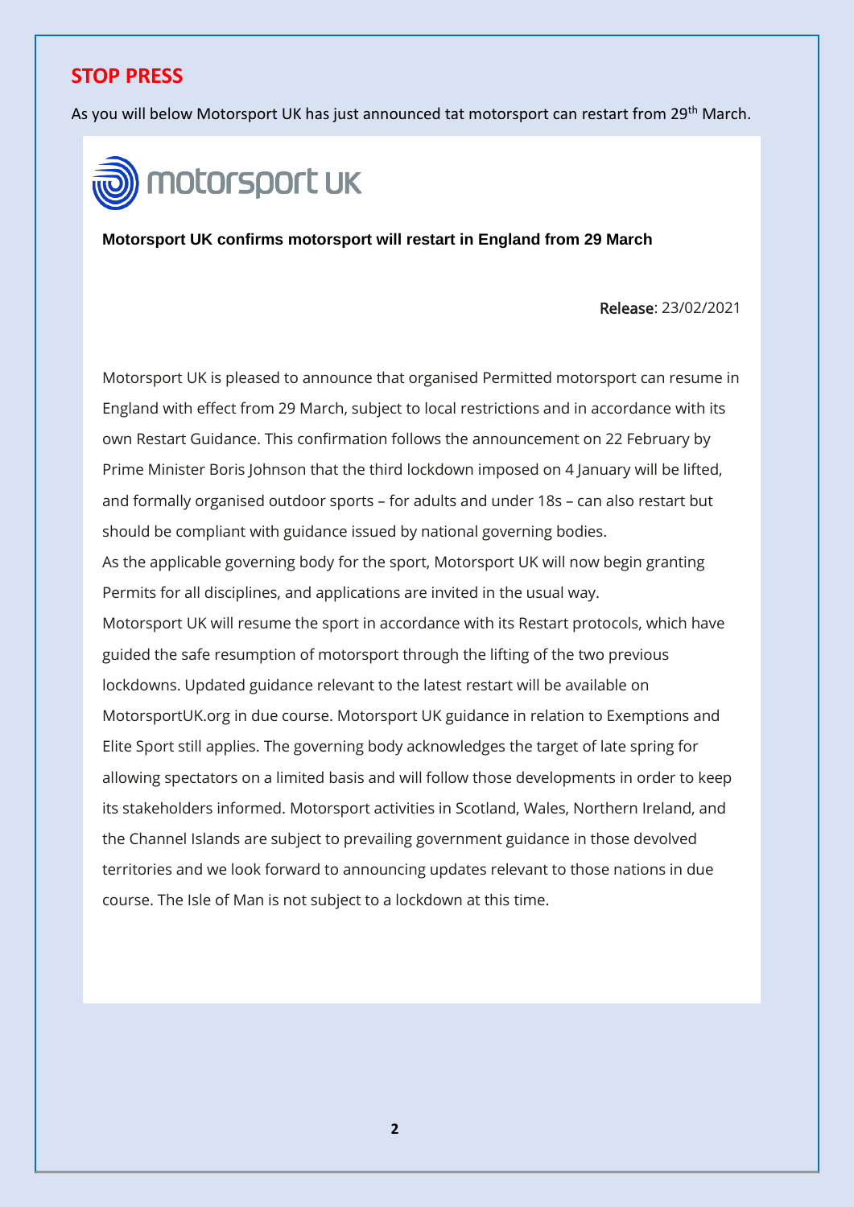## STOP PRESS

As you will below Motorsport UK has just announced tat motorsport can restart from 29th March.

motorsport UK

**Motorsport UK confirms motorsport will restart in England from 29 March**

Release: 23/02/2021

Motorsport UK is pleased to announce that organised Permitted motorsport can resume in England with effect from 29 March, subject to local restrictions and in accordance with its own Restart Guidance. This confirmation follows the announcement on 22 February by Prime Minister Boris Johnson that the third lockdown imposed on 4 January will be lifted, and formally organised outdoor sports – for adults and under 18s – can also restart but should be compliant with guidance issued by national governing bodies.

As the applicable governing body for the sport, Motorsport UK will now begin granting Permits for all disciplines, and applications are invited in the usual way.

Motorsport UK will resume the sport in accordance with its Restart protocols, which have guided the safe resumption of motorsport through the lifting of the two previous lockdowns. Updated guidance relevant to the latest restart will be available on MotorsportUK.org in due course. Motorsport UK guidance in relation to Exemptions and Elite Sport still applies. The governing body acknowledges the target of late spring for allowing spectators on a limited basis and will follow those developments in order to keep its stakeholders informed. Motorsport activities in Scotland, Wales, Northern Ireland, and the Channel Islands are subject to prevailing government guidance in those devolved territories and we look forward to announcing updates relevant to those nations in due course. The Isle of Man is not subject to a lockdown at this time.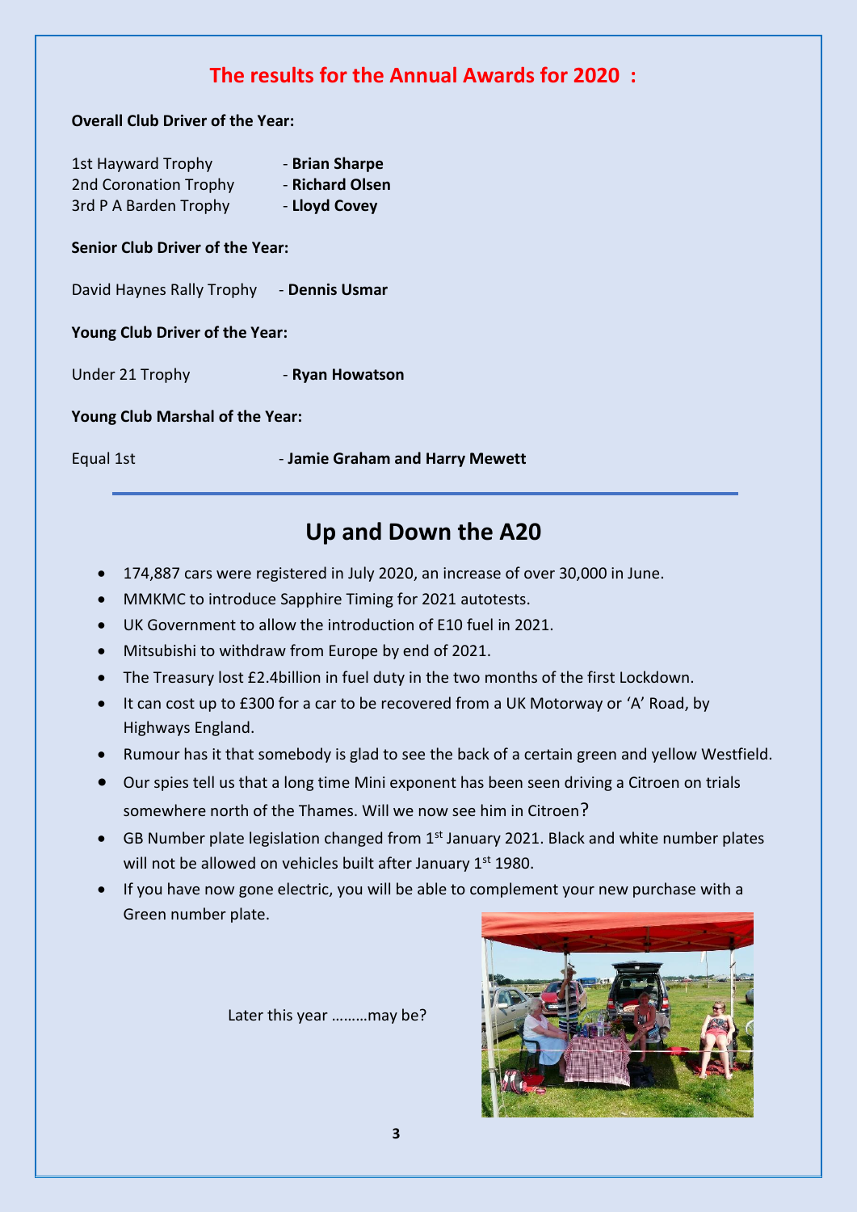## The results for the Annual Awards for 2020 :

**Overall Club Driver of the Year:**

1st Hayward Trophy - **Brian Sharpe**
2nd Coronation Trophy - **Richard Olsen**
3rd P A Barden Trophy - **Lloyd Covey**

**Senior Club Driver of the Year:**

David Haynes Rally Trophy - **Dennis Usmar**

**Young Club Driver of the Year:**

Under 21 Trophy - **Ryan Howatson**

**Young Club Marshal of the Year:**

Equal 1st - **Jamie Graham and Harry Mewett**

## Up and Down the A20

- 174,887 cars were registered in July 2020, an increase of over 30,000 in June.
- MMKMC to introduce Sapphire Timing for 2021 autotests.
- UK Government to allow the introduction of E10 fuel in 2021.
- Mitsubishi to withdraw from Europe by end of 2021.
- The Treasury lost £2.4billion in fuel duty in the two months of the first Lockdown.
- It can cost up to £300 for a car to be recovered from a UK Motorway or 'A' Road, by Highways England.
- Rumour has it that somebody is glad to see the back of a certain green and yellow Westfield.
- Our spies tell us that a long time Mini exponent has been seen driving a Citroen on trials somewhere north of the Thames. Will we now see him in Citroen?
- GB Number plate legislation changed from 1st January 2021. Black and white number plates will not be allowed on vehicles built after January 1st 1980.
- If you have now gone electric, you will be able to complement your new purchase with a Green number plate.

Later this year ………may be?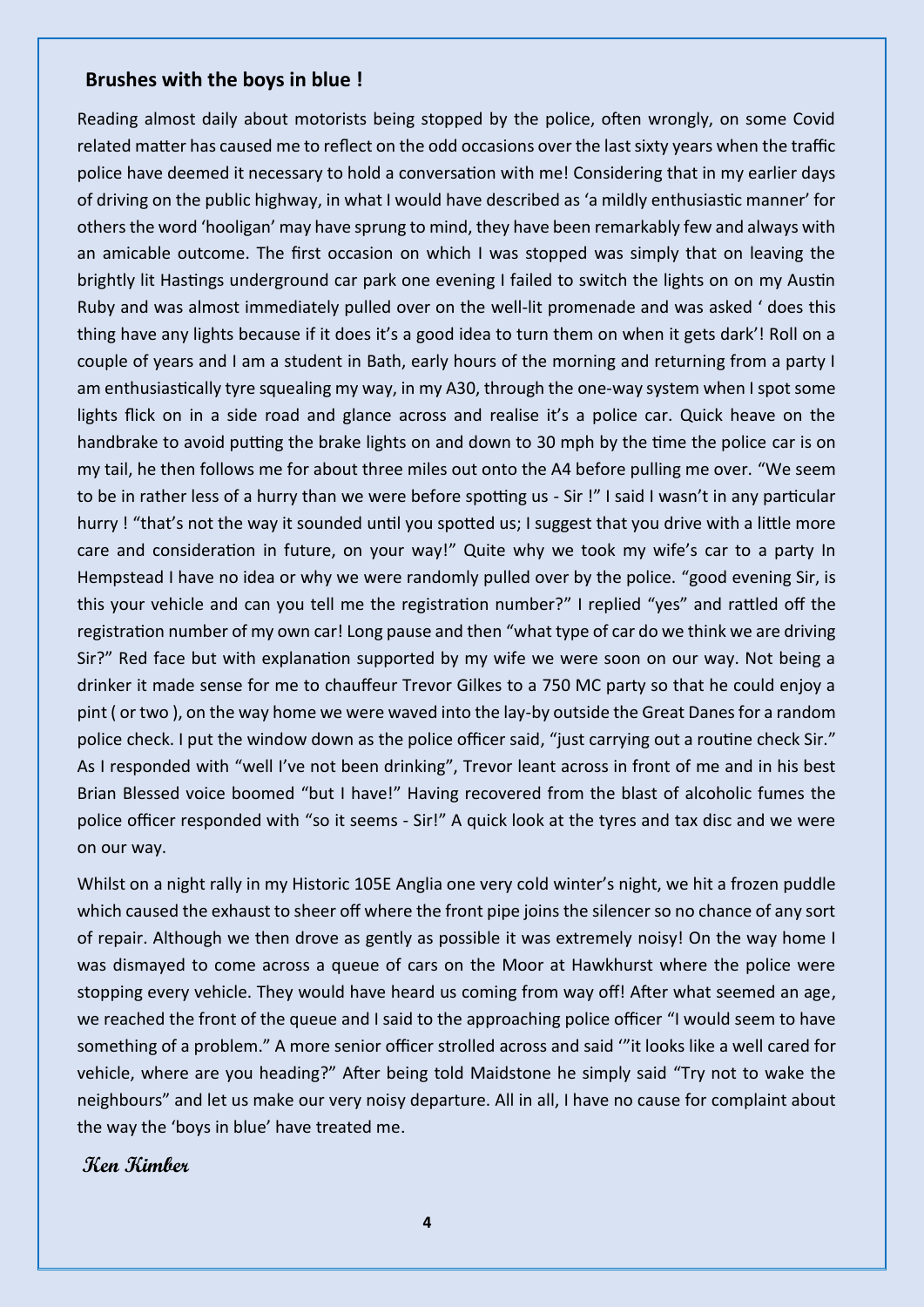## Brushes with the boys in blue !

Reading almost daily about motorists being stopped by the police, often wrongly, on some Covid related matter has caused me to reflect on the odd occasions over the last sixty years when the traffic police have deemed it necessary to hold a conversation with me! Considering that in my earlier days of driving on the public highway, in what I would have described as 'a mildly enthusiastic manner' for others the word 'hooligan' may have sprung to mind, they have been remarkably few and always with an amicable outcome. The first occasion on which I was stopped was simply that on leaving the brightly lit Hastings underground car park one evening I failed to switch the lights on on my Austin Ruby and was almost immediately pulled over on the well-lit promenade and was asked ' does this thing have any lights because if it does it's a good idea to turn them on when it gets dark'! Roll on a couple of years and I am a student in Bath, early hours of the morning and returning from a party I am enthusiastically tyre squealing my way, in my A30, through the one-way system when I spot some lights flick on in a side road and glance across and realise it's a police car. Quick heave on the handbrake to avoid putting the brake lights on and down to 30 mph by the time the police car is on my tail, he then follows me for about three miles out onto the A4 before pulling me over. "We seem to be in rather less of a hurry than we were before spotting us - Sir !" I said I wasn't in any particular hurry ! "that's not the way it sounded until you spotted us; I suggest that you drive with a little more care and consideration in future, on your way!" Quite why we took my wife's car to a party In Hempstead I have no idea or why we were randomly pulled over by the police. "good evening Sir, is this your vehicle and can you tell me the registration number?" I replied "yes" and rattled off the registration number of my own car! Long pause and then "what type of car do we think we are driving Sir?" Red face but with explanation supported by my wife we were soon on our way. Not being a drinker it made sense for me to chauffeur Trevor Gilkes to a 750 MC party so that he could enjoy a pint ( or two ), on the way home we were waved into the lay-by outside the Great Danes for a random police check. I put the window down as the police officer said, "just carrying out a routine check Sir." As I responded with "well I've not been drinking", Trevor leant across in front of me and in his best Brian Blessed voice boomed "but I have!" Having recovered from the blast of alcoholic fumes the police officer responded with "so it seems - Sir!" A quick look at the tyres and tax disc and we were on our way.

Whilst on a night rally in my Historic 105E Anglia one very cold winter's night, we hit a frozen puddle which caused the exhaust to sheer off where the front pipe joins the silencer so no chance of any sort of repair. Although we then drove as gently as possible it was extremely noisy! On the way home I was dismayed to come across a queue of cars on the Moor at Hawkhurst where the police were stopping every vehicle. They would have heard us coming from way off! After what seemed an age, we reached the front of the queue and I said to the approaching police officer "I would seem to have something of a problem." A more senior officer strolled across and said '"it looks like a well cared for vehicle, where are you heading?" After being told Maidstone he simply said "Try not to wake the neighbours" and let us make our very noisy departure. All in all, I have no cause for complaint about the way the 'boys in blue' have treated me.

**Ken Kimber**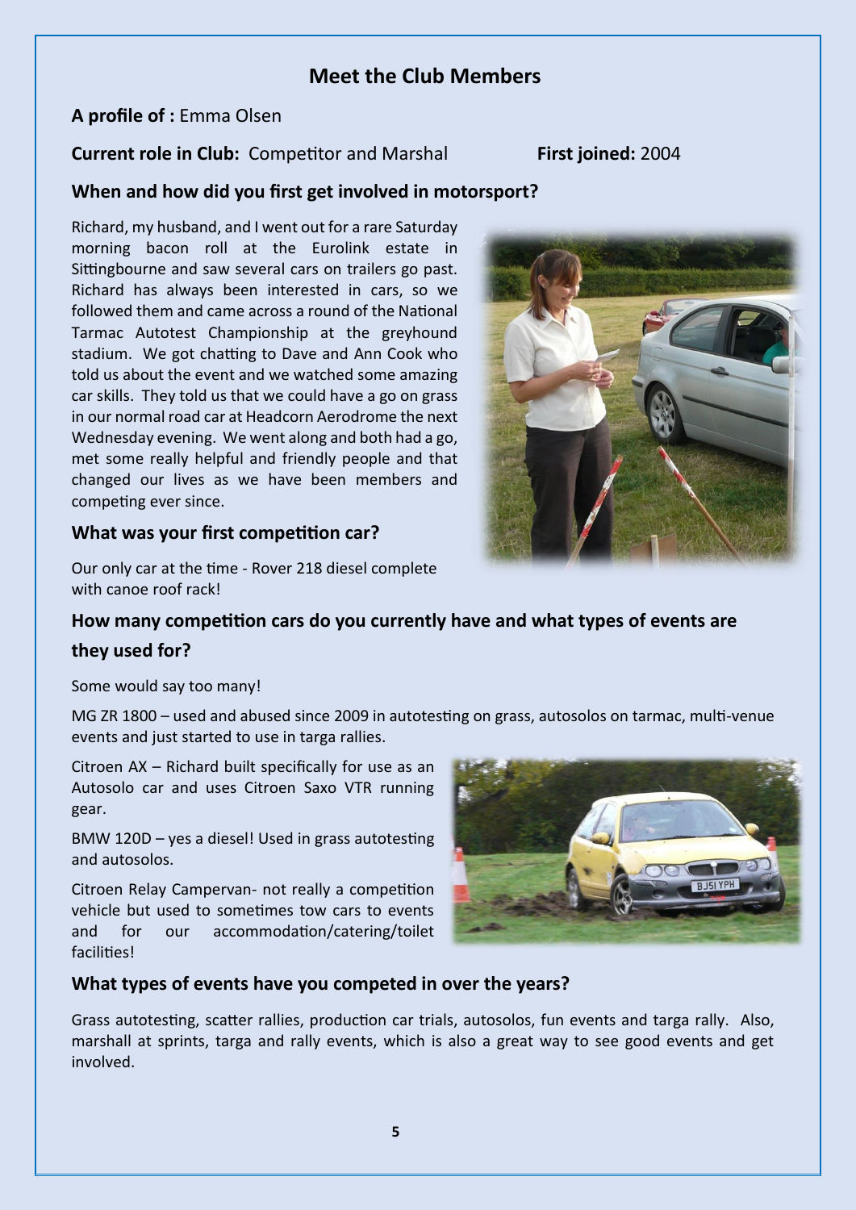## Meet the Club Members

**A profile of :** Emma Olsen

**Current role in Club:** Competitor and Marshal **First joined:** 2004

### When and how did you first get involved in motorsport?

Richard, my husband, and I went out for a rare Saturday morning bacon roll at the Eurolink estate in Sittingbourne and saw several cars on trailers go past. Richard has always been interested in cars, so we followed them and came across a round of the National Tarmac Autotest Championship at the greyhound stadium. We got chatting to Dave and Ann Cook who told us about the event and we watched some amazing car skills. They told us that we could have a go on grass in our normal road car at Headcorn Aerodrome the next Wednesday evening. We went along and both had a go, met some really helpful and friendly people and that changed our lives as we have been members and competing ever since.

### What was your first competition car?

Our only car at the time - Rover 218 diesel complete with canoe roof rack!

### How many competition cars do you currently have and what types of events are they used for?

Some would say too many!

MG ZR 1800 – used and abused since 2009 in autotesting on grass, autosolos on tarmac, multi-venue events and just started to use in targa rallies.

Citroen AX – Richard built specifically for use as an Autosolo car and uses Citroen Saxo VTR running gear.

BMW 120D – yes a diesel! Used in grass autotesting and autosolos.

Citroen Relay Campervan- not really a competition vehicle but used to sometimes tow cars to events and for our accommodation/catering/toilet facilities!

### What types of events have you competed in over the years?

Grass autotesting, scatter rallies, production car trials, autosolos, fun events and targa rally. Also, marshall at sprints, targa and rally events, which is also a great way to see good events and get involved.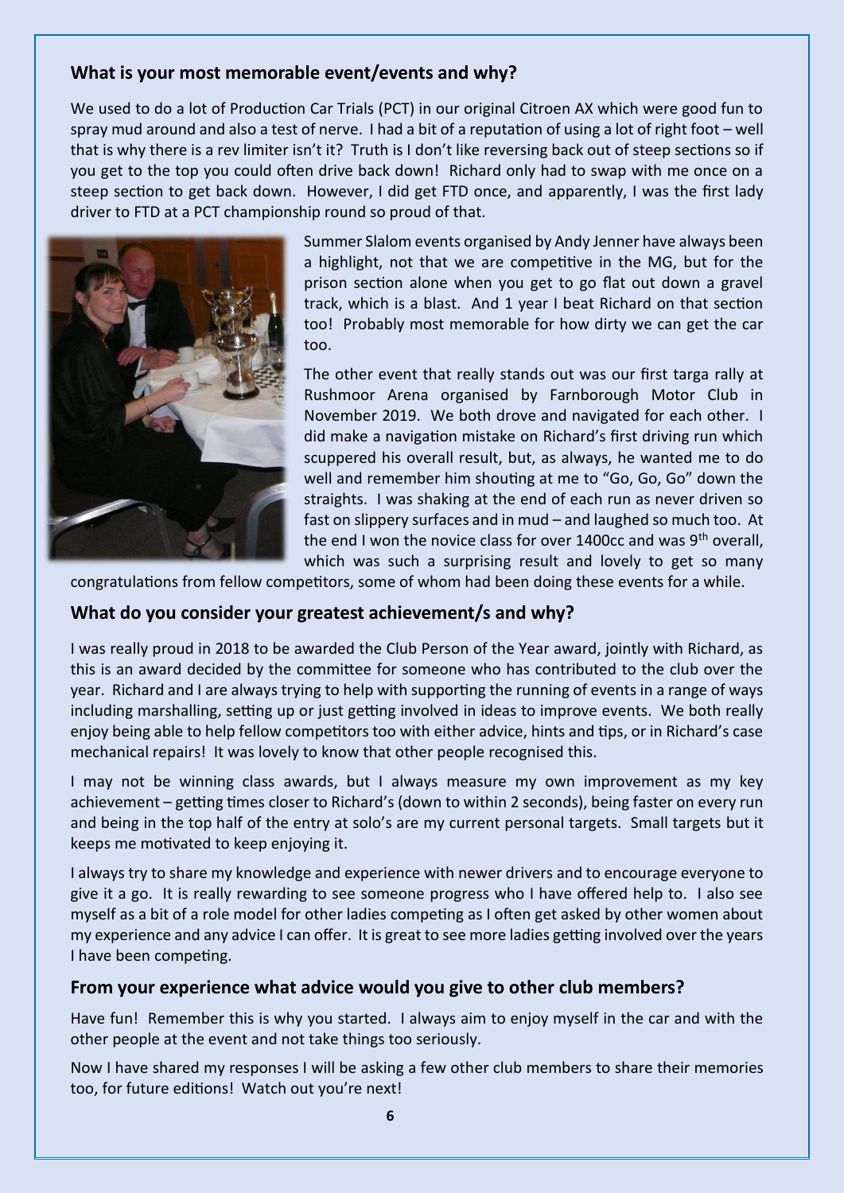### What is your most memorable event/events and why?

We used to do a lot of Production Car Trials (PCT) in our original Citroen AX which were good fun to spray mud around and also a test of nerve. I had a bit of a reputation of using a lot of right foot – well that is why there is a rev limiter isn't it? Truth is I don't like reversing back out of steep sections so if you get to the top you could often drive back down! Richard only had to swap with me once on a steep section to get back down. However, I did get FTD once, and apparently, I was the first lady driver to FTD at a PCT championship round so proud of that.

Summer Slalom events organised by Andy Jenner have always been a highlight, not that we are competitive in the MG, but for the prison section alone when you get to go flat out down a gravel track, which is a blast. And 1 year I beat Richard on that section too! Probably most memorable for how dirty we can get the car too.

The other event that really stands out was our first targa rally at Rushmoor Arena organised by Farnborough Motor Club in November 2019. We both drove and navigated for each other. I did make a navigation mistake on Richard's first driving run which scuppered his overall result, but, as always, he wanted me to do well and remember him shouting at me to "Go, Go, Go" down the straights. I was shaking at the end of each run as never driven so fast on slippery surfaces and in mud – and laughed so much too. At the end I won the novice class for over 1400cc and was 9th overall, which was such a surprising result and lovely to get so many congratulations from fellow competitors, some of whom had been doing these events for a while.

### What do you consider your greatest achievement/s and why?

I was really proud in 2018 to be awarded the Club Person of the Year award, jointly with Richard, as this is an award decided by the committee for someone who has contributed to the club over the year. Richard and I are always trying to help with supporting the running of events in a range of ways including marshalling, setting up or just getting involved in ideas to improve events. We both really enjoy being able to help fellow competitors too with either advice, hints and tips, or in Richard's case mechanical repairs! It was lovely to know that other people recognised this.

I may not be winning class awards, but I always measure my own improvement as my key achievement – getting times closer to Richard's (down to within 2 seconds), being faster on every run and being in the top half of the entry at solo's are my current personal targets. Small targets but it keeps me motivated to keep enjoying it.

I always try to share my knowledge and experience with newer drivers and to encourage everyone to give it a go. It is really rewarding to see someone progress who I have offered help to. I also see myself as a bit of a role model for other ladies competing as I often get asked by other women about my experience and any advice I can offer. It is great to see more ladies getting involved over the years I have been competing.

### From your experience what advice would you give to other club members?

Have fun! Remember this is why you started. I always aim to enjoy myself in the car and with the other people at the event and not take things too seriously.

Now I have shared my responses I will be asking a few other club members to share their memories too, for future editions! Watch out you're next!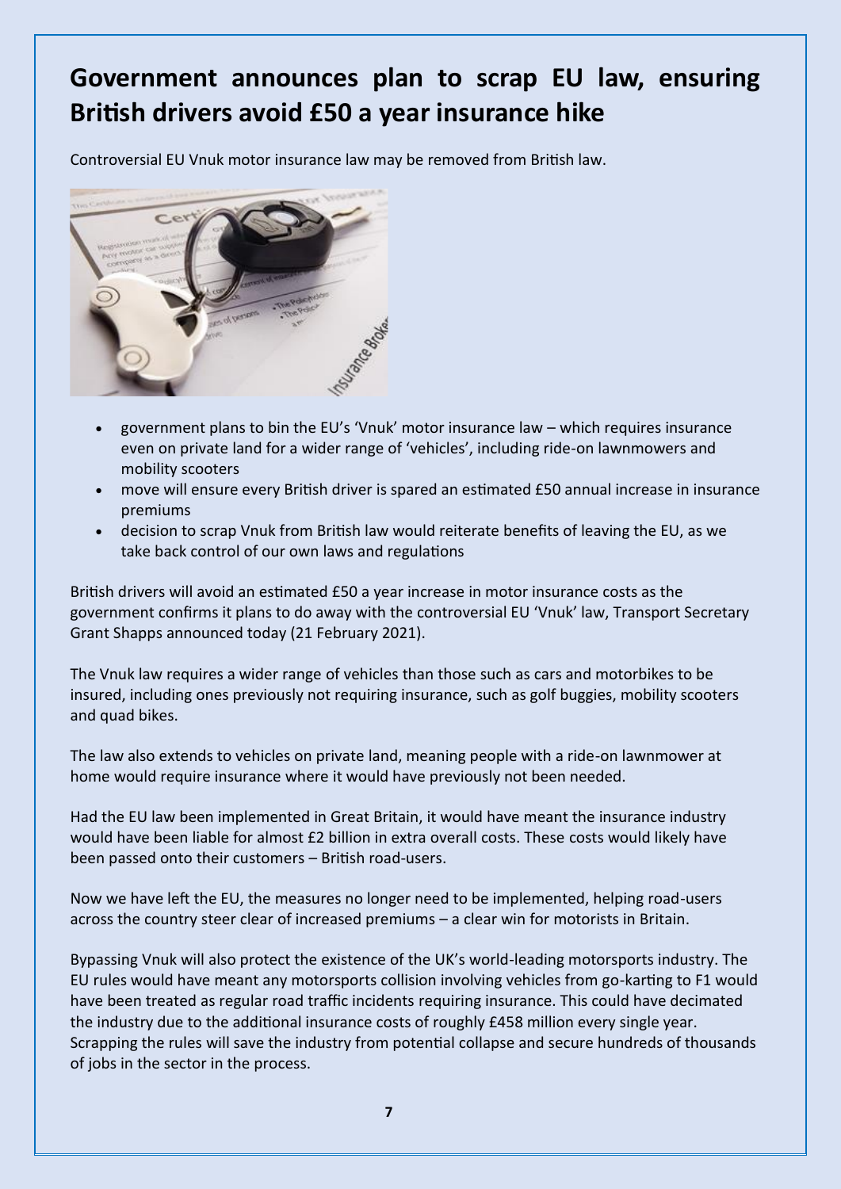# Government announces plan to scrap EU law, ensuring British drivers avoid £50 a year insurance hike

Controversial EU Vnuk motor insurance law may be removed from British law.

- government plans to bin the EU's 'Vnuk' motor insurance law – which requires insurance even on private land for a wider range of 'vehicles', including ride-on lawnmowers and mobility scooters
- move will ensure every British driver is spared an estimated £50 annual increase in insurance premiums
- decision to scrap Vnuk from British law would reiterate benefits of leaving the EU, as we take back control of our own laws and regulations

British drivers will avoid an estimated £50 a year increase in motor insurance costs as the government confirms it plans to do away with the controversial EU 'Vnuk' law, Transport Secretary Grant Shapps announced today (21 February 2021).

The Vnuk law requires a wider range of vehicles than those such as cars and motorbikes to be insured, including ones previously not requiring insurance, such as golf buggies, mobility scooters and quad bikes.

The law also extends to vehicles on private land, meaning people with a ride-on lawnmower at home would require insurance where it would have previously not been needed.

Had the EU law been implemented in Great Britain, it would have meant the insurance industry would have been liable for almost £2 billion in extra overall costs. These costs would likely have been passed onto their customers – British road-users.

Now we have left the EU, the measures no longer need to be implemented, helping road-users across the country steer clear of increased premiums – a clear win for motorists in Britain.

Bypassing Vnuk will also protect the existence of the UK's world-leading motorsports industry. The EU rules would have meant any motorsports collision involving vehicles from go-karting to F1 would have been treated as regular road traffic incidents requiring insurance. This could have decimated the industry due to the additional insurance costs of roughly £458 million every single year. Scrapping the rules will save the industry from potential collapse and secure hundreds of thousands of jobs in the sector in the process.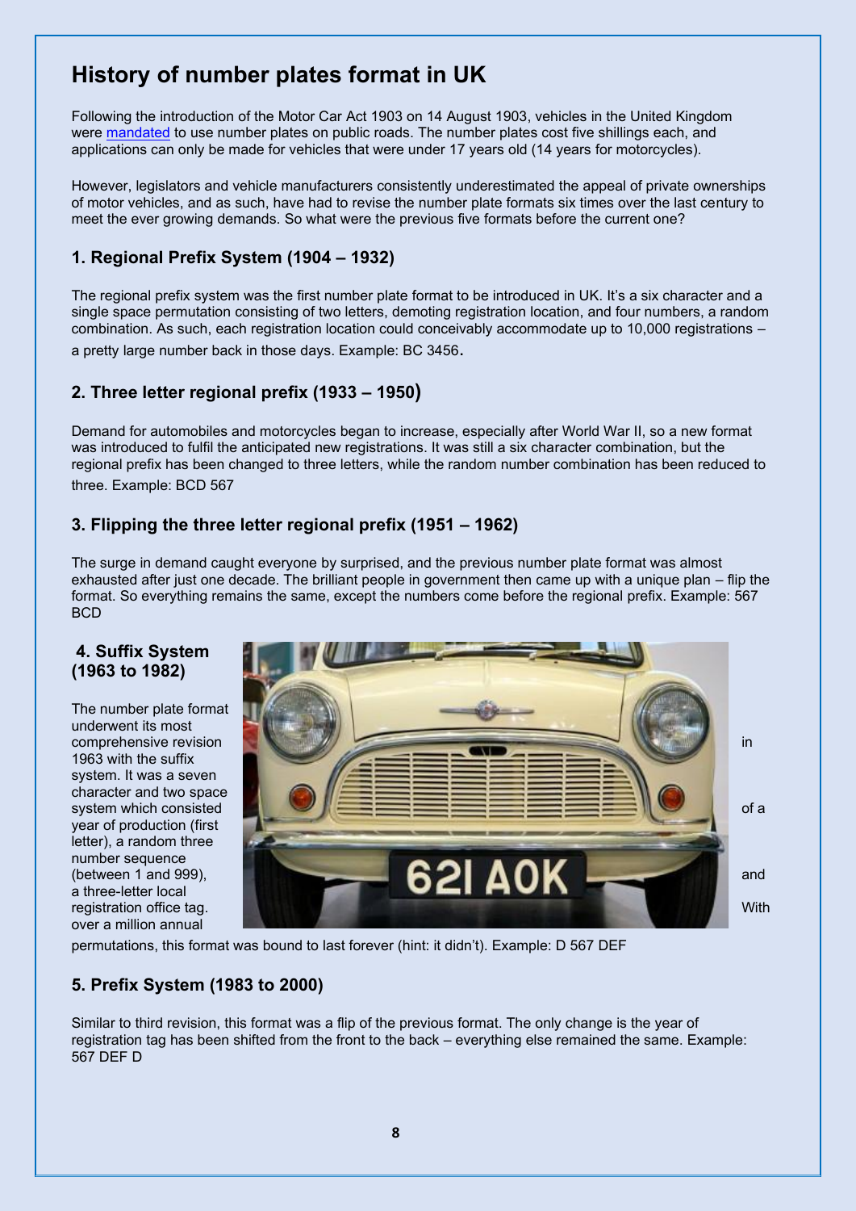# History of number plates format in UK

Following the introduction of the Motor Car Act 1903 on 14 August 1903, vehicles in the United Kingdom were mandated to use number plates on public roads. The number plates cost five shillings each, and applications can only be made for vehicles that were under 17 years old (14 years for motorcycles).

However, legislators and vehicle manufacturers consistently underestimated the appeal of private ownerships of motor vehicles, and as such, have had to revise the number plate formats six times over the last century to meet the ever growing demands. So what were the previous five formats before the current one?

## 1. Regional Prefix System (1904 – 1932)

The regional prefix system was the first number plate format to be introduced in UK. It's a six character and a single space permutation consisting of two letters, demoting registration location, and four numbers, a random combination. As such, each registration location could conceivably accommodate up to 10,000 registrations – a pretty large number back in those days. Example: BC 3456.

## 2. Three letter regional prefix (1933 – 1950)

Demand for automobiles and motorcycles began to increase, especially after World War II, so a new format was introduced to fulfil the anticipated new registrations. It was still a six character combination, but the regional prefix has been changed to three letters, while the random number combination has been reduced to three. Example: BCD 567

## 3. Flipping the three letter regional prefix (1951 – 1962)

The surge in demand caught everyone by surprised, and the previous number plate format was almost exhausted after just one decade. The brilliant people in government then came up with a unique plan – flip the format. So everything remains the same, except the numbers come before the regional prefix. Example: 567 BCD

## 4. Suffix System (1963 to 1982)

The number plate format underwent its most comprehensive revision in 1963 with the suffix system. It was a seven character and two space system which consisted of a year of production (first letter), a random three number sequence (between 1 and 999), and a three-letter local registration office tag. With over a million annual permutations, this format was bound to last forever (hint: it didn't). Example: D 567 DEF

## 5. Prefix System (1983 to 2000)

Similar to third revision, this format was a flip of the previous format. The only change is the year of registration tag has been shifted from the front to the back – everything else remained the same. Example: 567 DEF D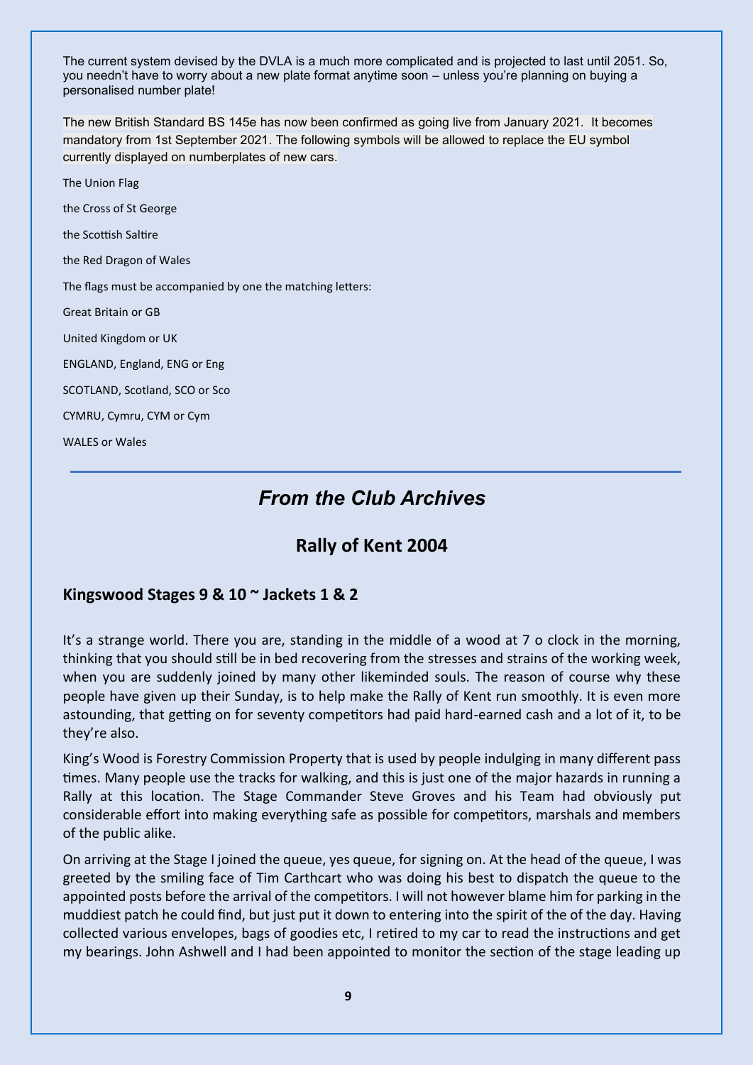The current system devised by the DVLA is a much more complicated and is projected to last until 2051. So, you needn't have to worry about a new plate format anytime soon – unless you're planning on buying a personalised number plate!

The new British Standard BS 145e has now been confirmed as going live from January 2021. It becomes mandatory from 1st September 2021. The following symbols will be allowed to replace the EU symbol currently displayed on numberplates of new cars.

The Union Flag

the Cross of St George

the Scottish Saltire

the Red Dragon of Wales

The flags must be accompanied by one the matching letters:

Great Britain or GB

United Kingdom or UK

ENGLAND, England, ENG or Eng

SCOTLAND, Scotland, SCO or Sco

CYMRU, Cymru, CYM or Cym

WALES or Wales

---

# *From the Club Archives*

## Rally of Kent 2004

### Kingswood Stages 9 & 10 ~ Jackets 1 & 2

It's a strange world. There you are, standing in the middle of a wood at 7 o clock in the morning, thinking that you should still be in bed recovering from the stresses and strains of the working week, when you are suddenly joined by many other likeminded souls. The reason of course why these people have given up their Sunday, is to help make the Rally of Kent run smoothly. It is even more astounding, that getting on for seventy competitors had paid hard-earned cash and a lot of it, to be they're also.

King's Wood is Forestry Commission Property that is used by people indulging in many different pass times. Many people use the tracks for walking, and this is just one of the major hazards in running a Rally at this location. The Stage Commander Steve Groves and his Team had obviously put considerable effort into making everything safe as possible for competitors, marshals and members of the public alike.

On arriving at the Stage I joined the queue, yes queue, for signing on. At the head of the queue, I was greeted by the smiling face of Tim Carthcart who was doing his best to dispatch the queue to the appointed posts before the arrival of the competitors. I will not however blame him for parking in the muddiest patch he could find, but just put it down to entering into the spirit of the of the day. Having collected various envelopes, bags of goodies etc, I retired to my car to read the instructions and get my bearings. John Ashwell and I had been appointed to monitor the section of the stage leading up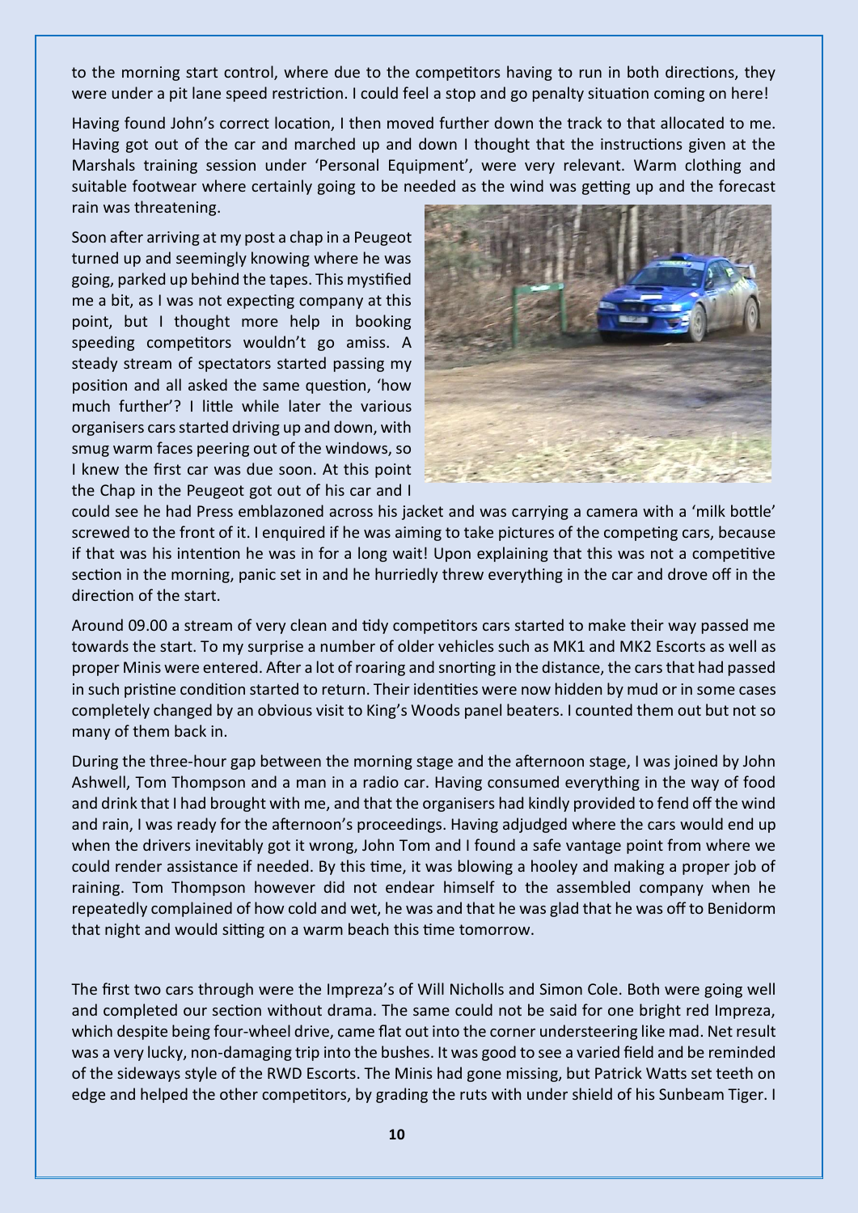to the morning start control, where due to the competitors having to run in both directions, they were under a pit lane speed restriction. I could feel a stop and go penalty situation coming on here!

Having found John's correct location, I then moved further down the track to that allocated to me. Having got out of the car and marched up and down I thought that the instructions given at the Marshals training session under 'Personal Equipment', were very relevant. Warm clothing and suitable footwear where certainly going to be needed as the wind was getting up and the forecast rain was threatening.

Soon after arriving at my post a chap in a Peugeot turned up and seemingly knowing where he was going, parked up behind the tapes. This mystified me a bit, as I was not expecting company at this point, but I thought more help in booking speeding competitors wouldn't go amiss. A steady stream of spectators started passing my position and all asked the same question, 'how much further'? I little while later the various organisers cars started driving up and down, with smug warm faces peering out of the windows, so I knew the first car was due soon. At this point the Chap in the Peugeot got out of his car and I could see he had Press emblazoned across his jacket and was carrying a camera with a 'milk bottle' screwed to the front of it. I enquired if he was aiming to take pictures of the competing cars, because if that was his intention he was in for a long wait! Upon explaining that this was not a competitive section in the morning, panic set in and he hurriedly threw everything in the car and drove off in the direction of the start.

Around 09.00 a stream of very clean and tidy competitors cars started to make their way passed me towards the start. To my surprise a number of older vehicles such as MK1 and MK2 Escorts as well as proper Minis were entered. After a lot of roaring and snorting in the distance, the cars that had passed in such pristine condition started to return. Their identities were now hidden by mud or in some cases completely changed by an obvious visit to King's Woods panel beaters. I counted them out but not so many of them back in.

During the three-hour gap between the morning stage and the afternoon stage, I was joined by John Ashwell, Tom Thompson and a man in a radio car. Having consumed everything in the way of food and drink that I had brought with me, and that the organisers had kindly provided to fend off the wind and rain, I was ready for the afternoon's proceedings. Having adjudged where the cars would end up when the drivers inevitably got it wrong, John Tom and I found a safe vantage point from where we could render assistance if needed. By this time, it was blowing a hooley and making a proper job of raining. Tom Thompson however did not endear himself to the assembled company when he repeatedly complained of how cold and wet, he was and that he was glad that he was off to Benidorm that night and would sitting on a warm beach this time tomorrow.

The first two cars through were the Impreza's of Will Nicholls and Simon Cole. Both were going well and completed our section without drama. The same could not be said for one bright red Impreza, which despite being four-wheel drive, came flat out into the corner understeering like mad. Net result was a very lucky, non-damaging trip into the bushes. It was good to see a varied field and be reminded of the sideways style of the RWD Escorts. The Minis had gone missing, but Patrick Watts set teeth on edge and helped the other competitors, by grading the ruts with under shield of his Sunbeam Tiger. I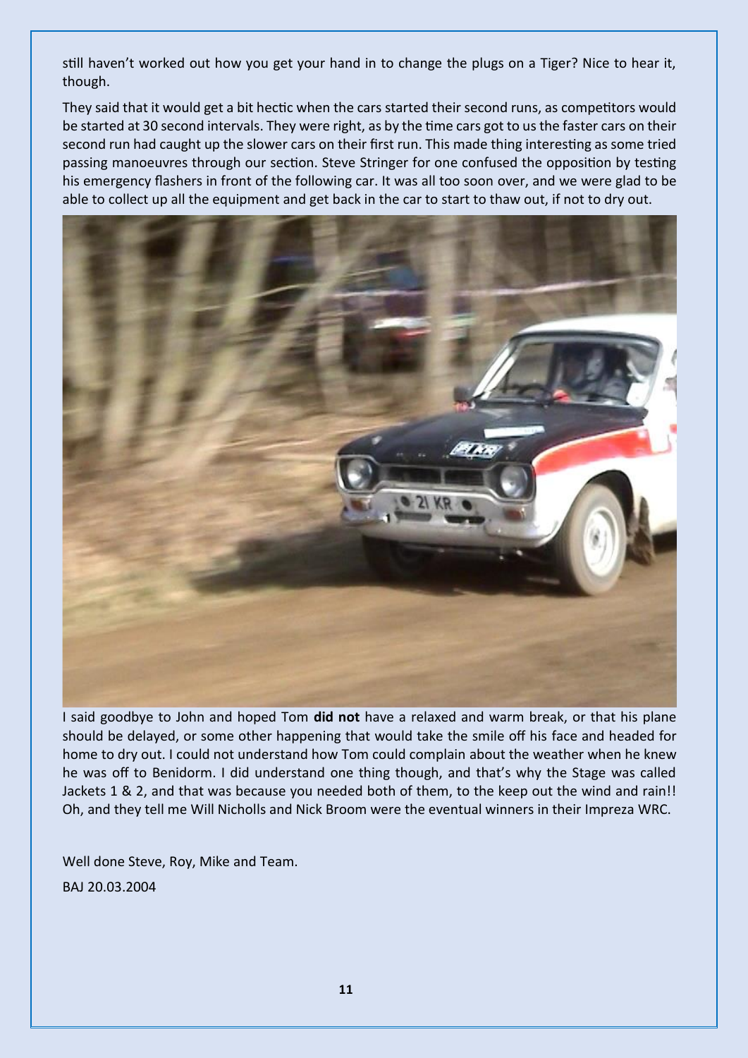still haven't worked out how you get your hand in to change the plugs on a Tiger? Nice to hear it, though.

They said that it would get a bit hectic when the cars started their second runs, as competitors would be started at 30 second intervals. They were right, as by the time cars got to us the faster cars on their second run had caught up the slower cars on their first run. This made thing interesting as some tried passing manoeuvres through our section. Steve Stringer for one confused the opposition by testing his emergency flashers in front of the following car. It was all too soon over, and we were glad to be able to collect up all the equipment and get back in the car to start to thaw out, if not to dry out.

I said goodbye to John and hoped Tom **did not** have a relaxed and warm break, or that his plane should be delayed, or some other happening that would take the smile off his face and headed for home to dry out. I could not understand how Tom could complain about the weather when he knew he was off to Benidorm. I did understand one thing though, and that's why the Stage was called Jackets 1 & 2, and that was because you needed both of them, to the keep out the wind and rain!! Oh, and they tell me Will Nicholls and Nick Broom were the eventual winners in their Impreza WRC.

Well done Steve, Roy, Mike and Team.

BAJ 20.03.2004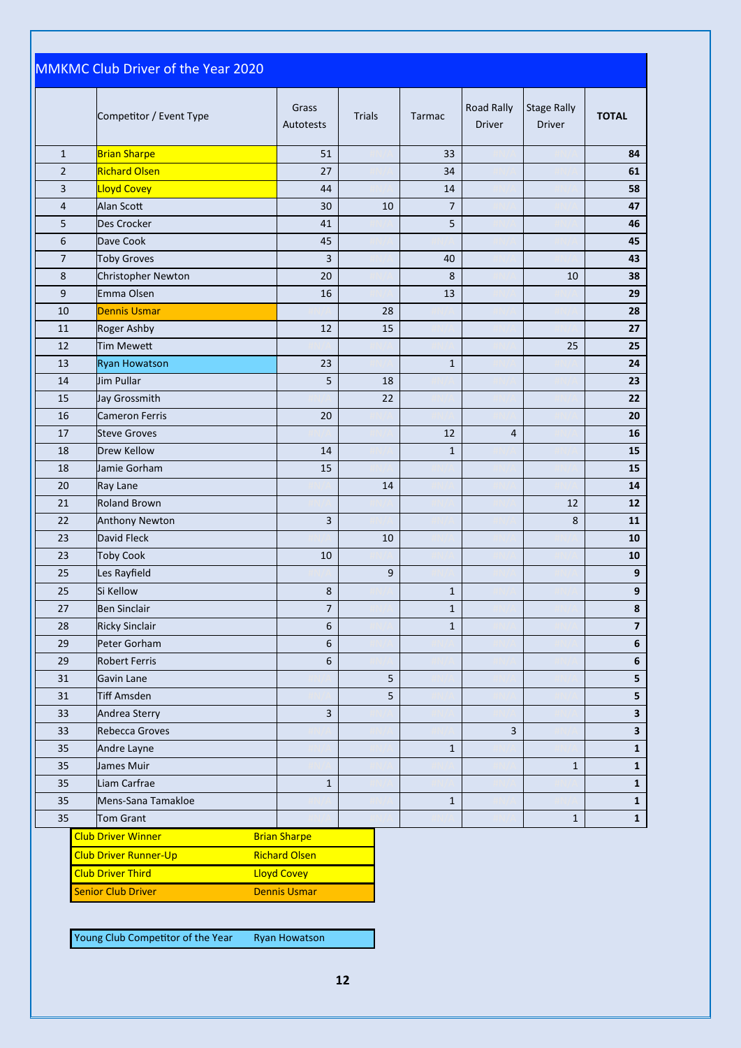## MMKMC Club Driver of the Year 2020

| | Competitor / Event Type | Grass Autotests | Trials | Tarmac | Road Rally Driver | Stage Rally Driver | TOTAL |
|---|---|---|---|---|---|---|---|
| 1 | Brian Sharpe | 51 | | 33 | | | **84** |
| 2 | Richard Olsen | 27 | | 34 | | | **61** |
| 3 | Lloyd Covey | 44 | | 14 | | | **58** |
| 4 | Alan Scott | 30 | 10 | 7 | | | **47** |
| 5 | Des Crocker | 41 | | 5 | | | **46** |
| 6 | Dave Cook | 45 | | | | | **45** |
| 7 | Toby Groves | 3 | | 40 | | | **43** |
| 8 | Christopher Newton | 20 | | 8 | | 10 | **38** |
| 9 | Emma Olsen | 16 | | 13 | | | **29** |
| 10 | Dennis Usmar | | 28 | | | | **28** |
| 11 | Roger Ashby | 12 | 15 | | | | **27** |
| 12 | Tim Mewett | | | | | 25 | **25** |
| 13 | Ryan Howatson | 23 | | 1 | | | **24** |
| 14 | Jim Pullar | 5 | 18 | | | | **23** |
| 15 | Jay Grossmith | | 22 | | | | **22** |
| 16 | Cameron Ferris | 20 | | | | | **20** |
| 17 | Steve Groves | | | 12 | 4 | | **16** |
| 18 | Drew Kellow | 14 | | 1 | | | **15** |
| 18 | Jamie Gorham | 15 | | | | | **15** |
| 20 | Ray Lane | | 14 | | | | **14** |
| 21 | Roland Brown | | | | | 12 | **12** |
| 22 | Anthony Newton | 3 | | | | 8 | **11** |
| 23 | David Fleck | | 10 | | | | **10** |
| 23 | Toby Cook | 10 | | | | | **10** |
| 25 | Les Rayfield | | 9 | | | | **9** |
| 25 | Si Kellow | 8 | | 1 | | | **9** |
| 27 | Ben Sinclair | 7 | | 1 | | | **8** |
| 28 | Ricky Sinclair | 6 | | 1 | | | **7** |
| 29 | Peter Gorham | 6 | | | | | **6** |
| 29 | Robert Ferris | 6 | | | | | **6** |
| 31 | Gavin Lane | | 5 | | | | **5** |
| 31 | Tiff Amsden | | 5 | | | | **5** |
| 33 | Andrea Sterry | 3 | | | | | **3** |
| 33 | Rebecca Groves | | | | 3 | | **3** |
| 35 | Andre Layne | | | 1 | | | **1** |
| 35 | James Muir | | | | | 1 | **1** |
| 35 | Liam Carfrae | 1 | | | | | **1** |
| 35 | Mens-Sana Tamakloe | | | 1 | | | **1** |
| 35 | Tom Grant | | | | | 1 | **1** |

| | |
|---|---|
| Club Driver Winner | Brian Sharpe |
| Club Driver Runner-Up | Richard Olsen |
| Club Driver Third | Lloyd Covey |
| Senior Club Driver | Dennis Usmar |

| | |
|---|---|
| Young Club Competitor of the Year | Ryan Howatson |